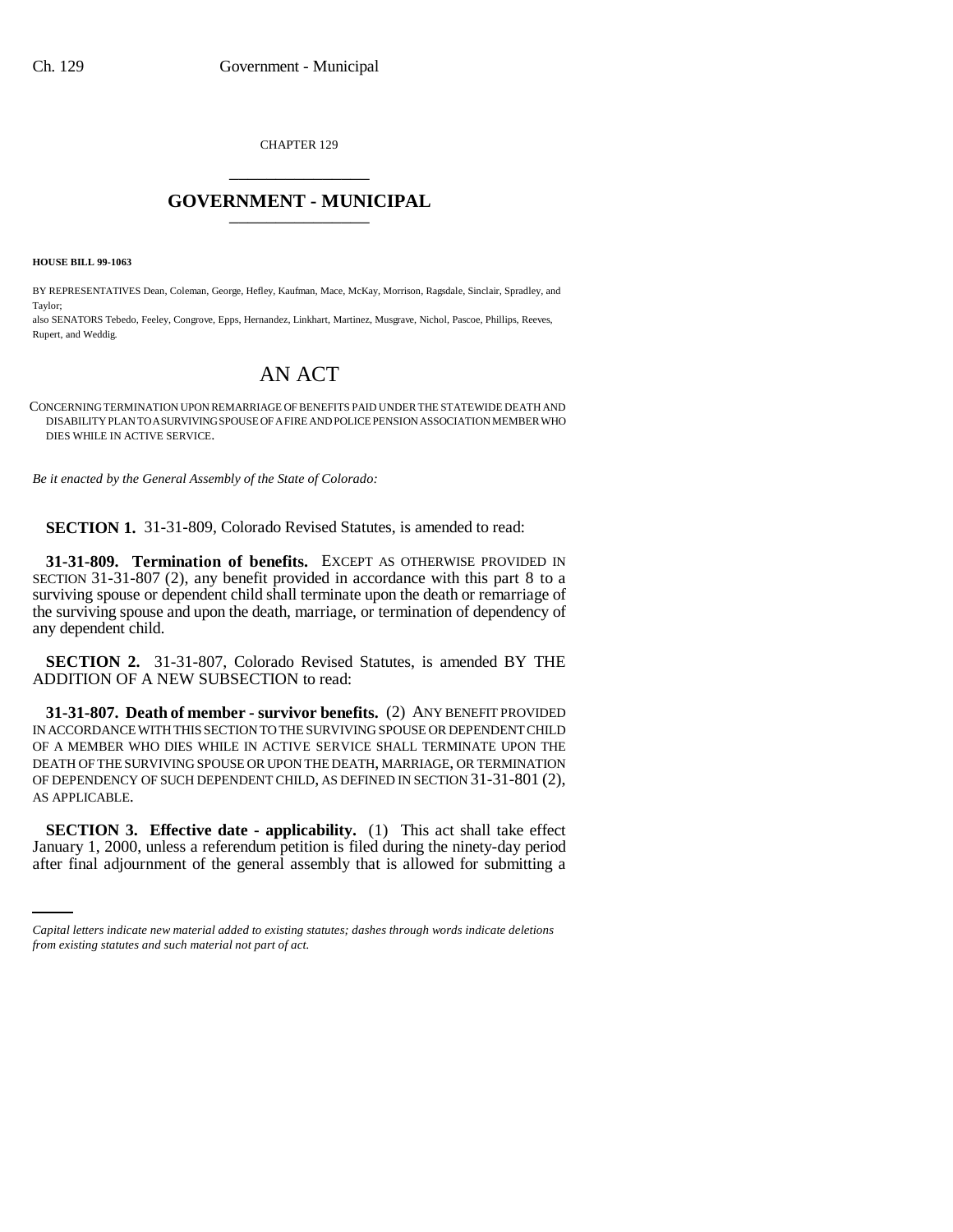CHAPTER 129

# GOVERNMENT - MUNICIPAL

**HOUSE BILL 99-1063**

BY REPRESENTATIVES Dean, Coleman, George, Hefley, Kaufman, Mace, McKay, Morrison, Ragsdale, Sinclair, Spradley, and Taylor;

also SENATORS Tebedo, Feeley, Congrove, Epps, Hernandez, Linkhart, Martinez, Musgrave, Nichol, Pascoe, Phillips, Reeves, Rupert, and Weddig.

# AN ACT

CONCERNING TERMINATION UPON REMARRIAGE OF BENEFITS PAID UNDER THE STATEWIDE DEATH AND DISABILITY PLAN TO A SURVIVING SPOUSE OF A FIRE AND POLICE PENSION ASSOCIATION MEMBER WHO DIES WHILE IN ACTIVE SERVICE.

*Be it enacted by the General Assembly of the State of Colorado:*

**SECTION 1.** 31-31-809, Colorado Revised Statutes, is amended to read:

**31-31-809. Termination of benefits.** EXCEPT AS OTHERWISE PROVIDED IN SECTION 31-31-807 (2), any benefit provided in accordance with this part 8 to a surviving spouse or dependent child shall terminate upon the death or remarriage of the surviving spouse and upon the death, marriage, or termination of dependency of any dependent child.

**SECTION 2.** 31-31-807, Colorado Revised Statutes, is amended BY THE ADDITION OF A NEW SUBSECTION to read:

**31-31-807. Death of member - survivor benefits.** (2) ANY BENEFIT PROVIDED IN ACCORDANCE WITH THIS SECTION TO THE SURVIVING SPOUSE OR DEPENDENT CHILD OF A MEMBER WHO DIES WHILE IN ACTIVE SERVICE SHALL TERMINATE UPON THE DEATH OF THE SURVIVING SPOUSE OR UPON THE DEATH, MARRIAGE, OR TERMINATION OF DEPENDENCY OF SUCH DEPENDENT CHILD, AS DEFINED IN SECTION 31-31-801 (2), AS APPLICABLE.

**SECTION 3. Effective date - applicability.** (1) This act shall take effect January 1, 2000, unless a referendum petition is filed during the ninety-day period after final adjournment of the general assembly that is allowed for submitting a

*Capital letters indicate new material added to existing statutes; dashes through words indicate deletions from existing statutes and such material not part of act.*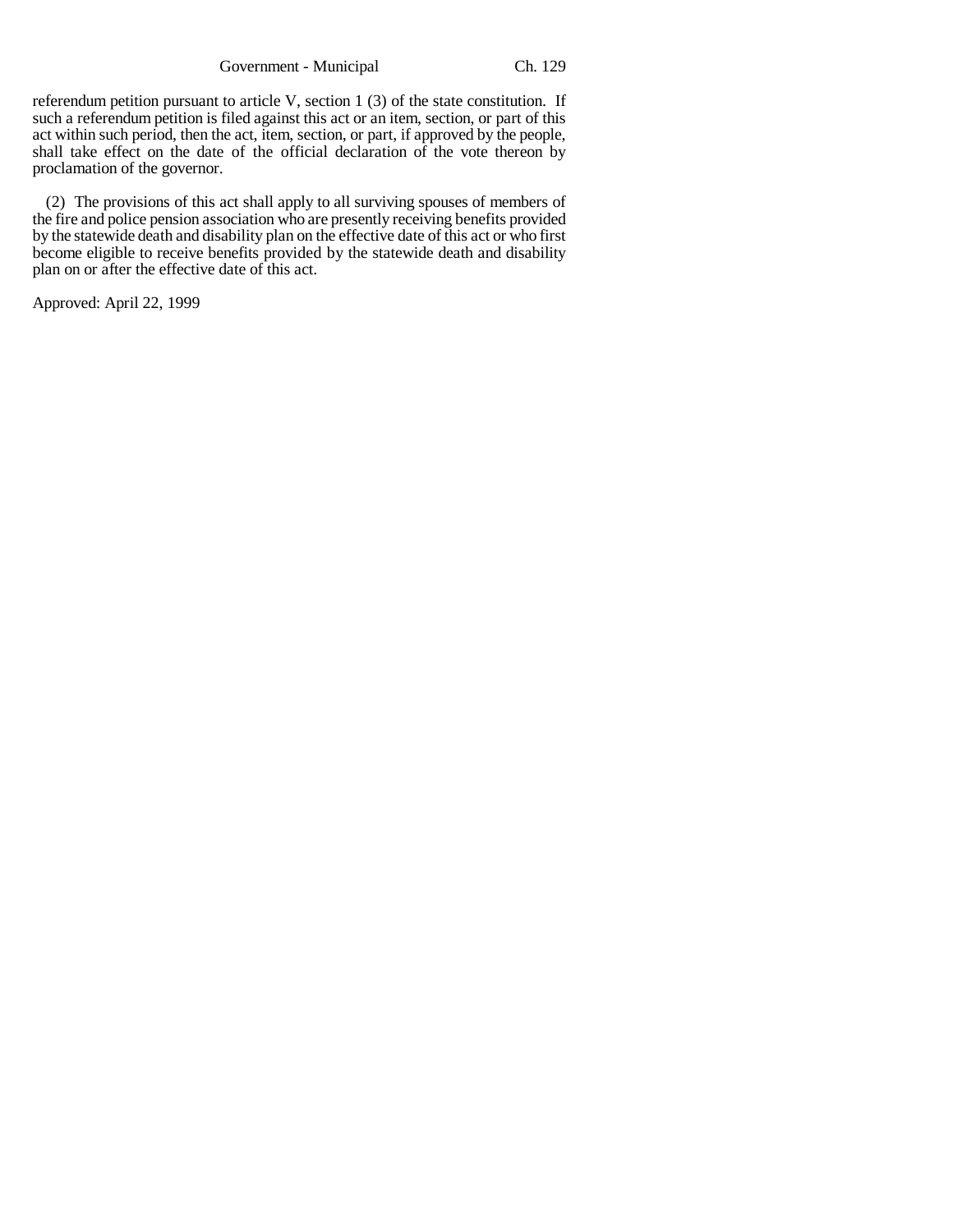referendum petition pursuant to article V, section 1 (3) of the state constitution. If such a referendum petition is filed against this act or an item, section, or part of this act within such period, then the act, item, section, or part, if approved by the people, shall take effect on the date of the official declaration of the vote thereon by proclamation of the governor.

(2) The provisions of this act shall apply to all surviving spouses of members of the fire and police pension association who are presently receiving benefits provided by the statewide death and disability plan on the effective date of this act or who first become eligible to receive benefits provided by the statewide death and disability plan on or after the effective date of this act.

Approved: April 22, 1999